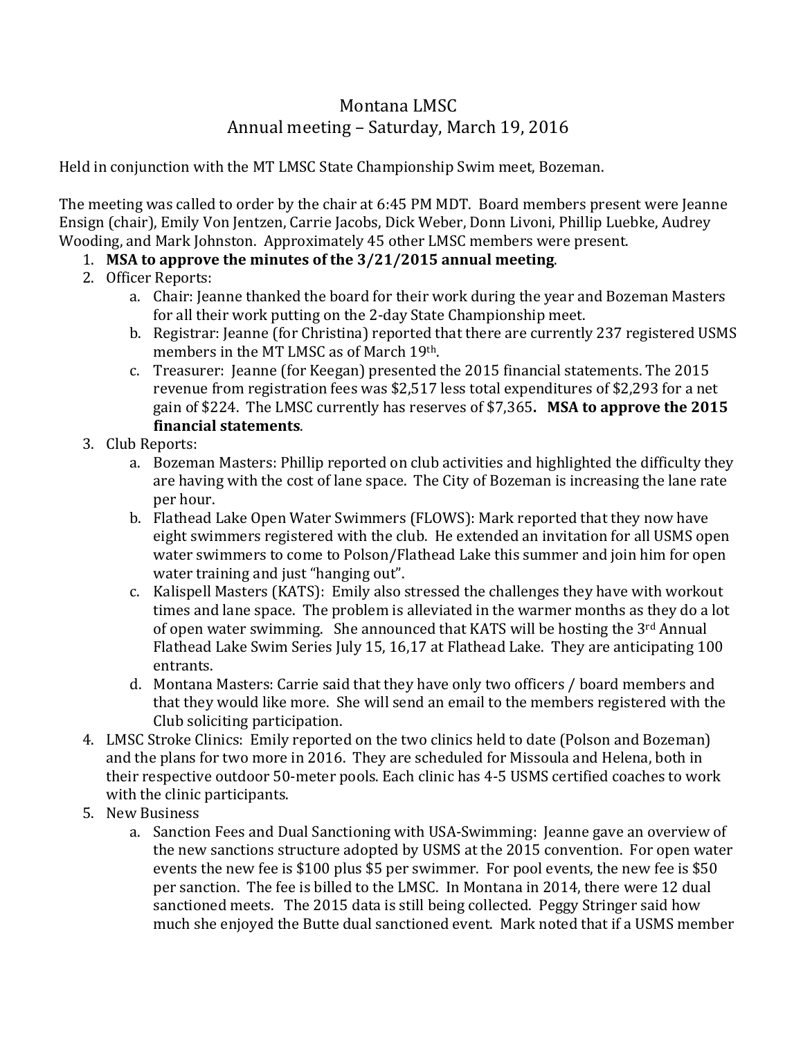# Montana LMSC
## Annual meeting – Saturday, March 19, 2016

Held in conjunction with the MT LMSC State Championship Swim meet, Bozeman.

The meeting was called to order by the chair at 6:45 PM MDT. Board members present were Jeanne Ensign (chair), Emily Von Jentzen, Carrie Jacobs, Dick Weber, Donn Livoni, Phillip Luebke, Audrey Wooding, and Mark Johnston. Approximately 45 other LMSC members were present.

1. **MSA to approve the minutes of the 3/21/2015 annual meeting**.
2. Officer Reports:
   a. Chair: Jeanne thanked the board for their work during the year and Bozeman Masters for all their work putting on the 2-day State Championship meet.
   b. Registrar: Jeanne (for Christina) reported that there are currently 237 registered USMS members in the MT LMSC as of March 19th.
   c. Treasurer: Jeanne (for Keegan) presented the 2015 financial statements. The 2015 revenue from registration fees was $2,517 less total expenditures of $2,293 for a net gain of $224. The LMSC currently has reserves of $7,365**. MSA to approve the 2015 financial statements**.
3. Club Reports:
   a. Bozeman Masters: Phillip reported on club activities and highlighted the difficulty they are having with the cost of lane space. The City of Bozeman is increasing the lane rate per hour.
   b. Flathead Lake Open Water Swimmers (FLOWS): Mark reported that they now have eight swimmers registered with the club. He extended an invitation for all USMS open water swimmers to come to Polson/Flathead Lake this summer and join him for open water training and just "hanging out".
   c. Kalispell Masters (KATS): Emily also stressed the challenges they have with workout times and lane space. The problem is alleviated in the warmer months as they do a lot of open water swimming. She announced that KATS will be hosting the 3rd Annual Flathead Lake Swim Series July 15, 16,17 at Flathead Lake. They are anticipating 100 entrants.
   d. Montana Masters: Carrie said that they have only two officers / board members and that they would like more. She will send an email to the members registered with the Club soliciting participation.
4. LMSC Stroke Clinics: Emily reported on the two clinics held to date (Polson and Bozeman) and the plans for two more in 2016. They are scheduled for Missoula and Helena, both in their respective outdoor 50-meter pools. Each clinic has 4-5 USMS certified coaches to work with the clinic participants.
5. New Business
   a. Sanction Fees and Dual Sanctioning with USA-Swimming: Jeanne gave an overview of the new sanctions structure adopted by USMS at the 2015 convention. For open water events the new fee is $100 plus $5 per swimmer. For pool events, the new fee is $50 per sanction. The fee is billed to the LMSC. In Montana in 2014, there were 12 dual sanctioned meets. The 2015 data is still being collected. Peggy Stringer said how much she enjoyed the Butte dual sanctioned event. Mark noted that if a USMS member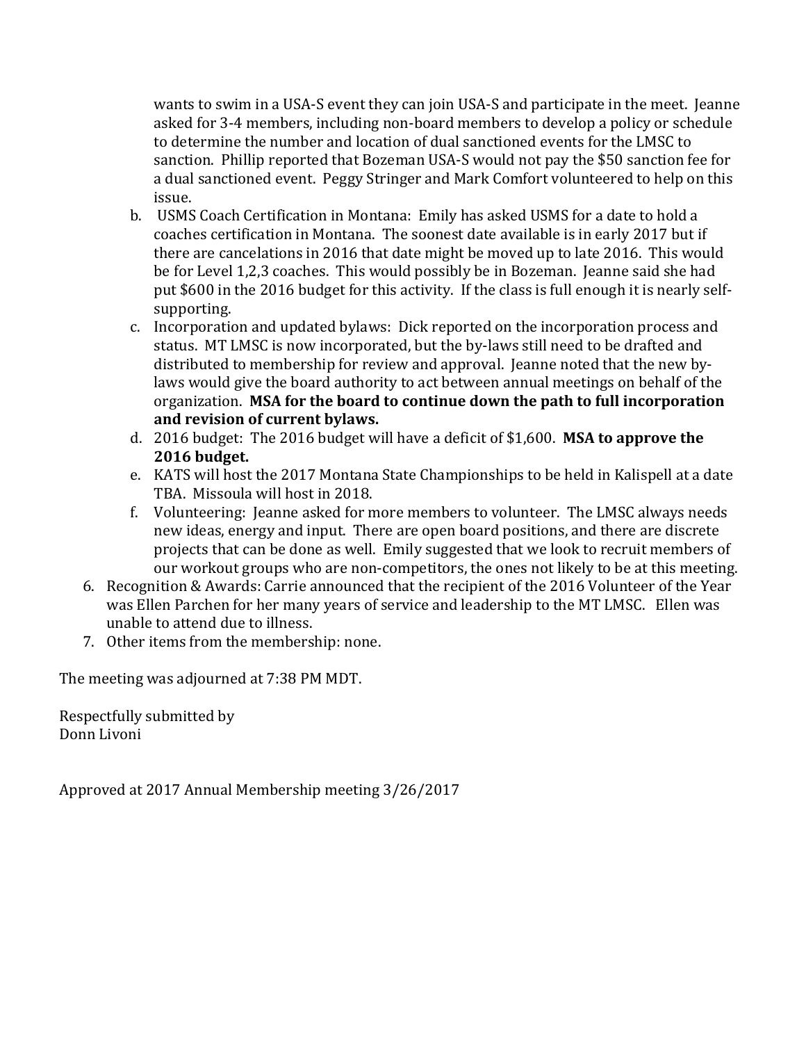wants to swim in a USA-S event they can join USA-S and participate in the meet. Jeanne asked for 3-4 members, including non-board members to develop a policy or schedule to determine the number and location of dual sanctioned events for the LMSC to sanction. Phillip reported that Bozeman USA-S would not pay the $50 sanction fee for a dual sanctioned event. Peggy Stringer and Mark Comfort volunteered to help on this issue.

b. USMS Coach Certification in Montana: Emily has asked USMS for a date to hold a coaches certification in Montana. The soonest date available is in early 2017 but if there are cancelations in 2016 that date might be moved up to late 2016. This would be for Level 1,2,3 coaches. This would possibly be in Bozeman. Jeanne said she had put $600 in the 2016 budget for this activity. If the class is full enough it is nearly self-supporting.

c. Incorporation and updated bylaws: Dick reported on the incorporation process and status. MT LMSC is now incorporated, but the by-laws still need to be drafted and distributed to membership for review and approval. Jeanne noted that the new by-laws would give the board authority to act between annual meetings on behalf of the organization. **MSA for the board to continue down the path to full incorporation and revision of current bylaws.**

d. 2016 budget: The 2016 budget will have a deficit of $1,600. **MSA to approve the 2016 budget.**

e. KATS will host the 2017 Montana State Championships to be held in Kalispell at a date TBA. Missoula will host in 2018.

f. Volunteering: Jeanne asked for more members to volunteer. The LMSC always needs new ideas, energy and input. There are open board positions, and there are discrete projects that can be done as well. Emily suggested that we look to recruit members of our workout groups who are non-competitors, the ones not likely to be at this meeting.

6. Recognition & Awards: Carrie announced that the recipient of the 2016 Volunteer of the Year was Ellen Parchen for her many years of service and leadership to the MT LMSC. Ellen was unable to attend due to illness.
7. Other items from the membership: none.

The meeting was adjourned at 7:38 PM MDT.

Respectfully submitted by
Donn Livoni

Approved at 2017 Annual Membership meeting 3/26/2017